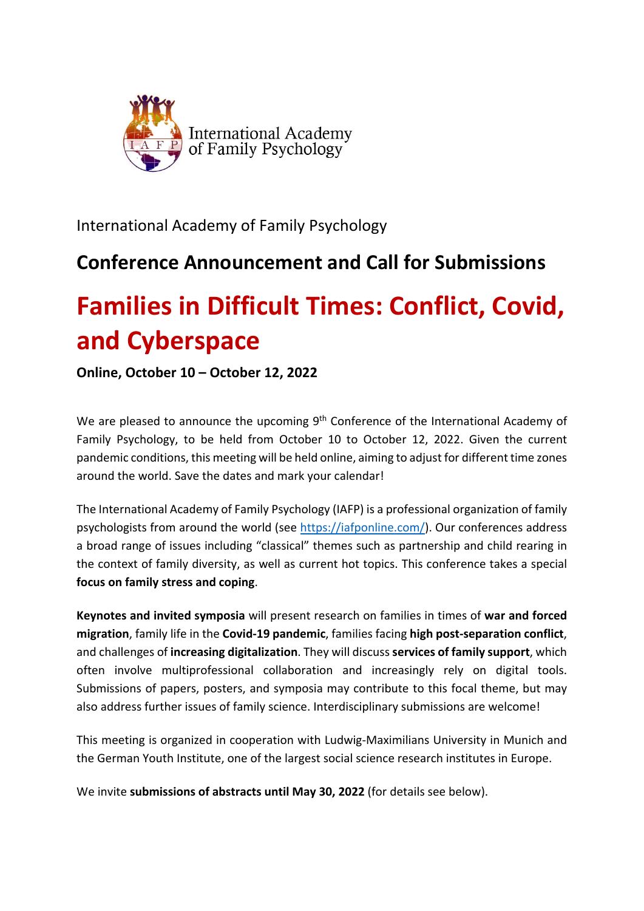International Academy of Family Psychology

International Academy of Family Psychology

## Conference Announcement and Call for Submissions

# Families in Difficult Times: Conflict, Covid, and Cyberspace

**Online, October 10 – October 12, 2022**

We are pleased to announce the upcoming 9th Conference of the International Academy of Family Psychology, to be held from October 10 to October 12, 2022. Given the current pandemic conditions, this meeting will be held online, aiming to adjust for different time zones around the world. Save the dates and mark your calendar!

The International Academy of Family Psychology (IAFP) is a professional organization of family psychologists from around the world (see https://iafponline.com/). Our conferences address a broad range of issues including "classical" themes such as partnership and child rearing in the context of family diversity, as well as current hot topics. This conference takes a special **focus on family stress and coping**.

**Keynotes and invited symposia** will present research on families in times of **war and forced migration**, family life in the **Covid-19 pandemic**, families facing **high post-separation conflict**, and challenges of **increasing digitalization**. They will discuss **services of family support**, which often involve multiprofessional collaboration and increasingly rely on digital tools. Submissions of papers, posters, and symposia may contribute to this focal theme, but may also address further issues of family science. Interdisciplinary submissions are welcome!

This meeting is organized in cooperation with Ludwig-Maximilians University in Munich and the German Youth Institute, one of the largest social science research institutes in Europe.

We invite **submissions of abstracts until May 30, 2022** (for details see below).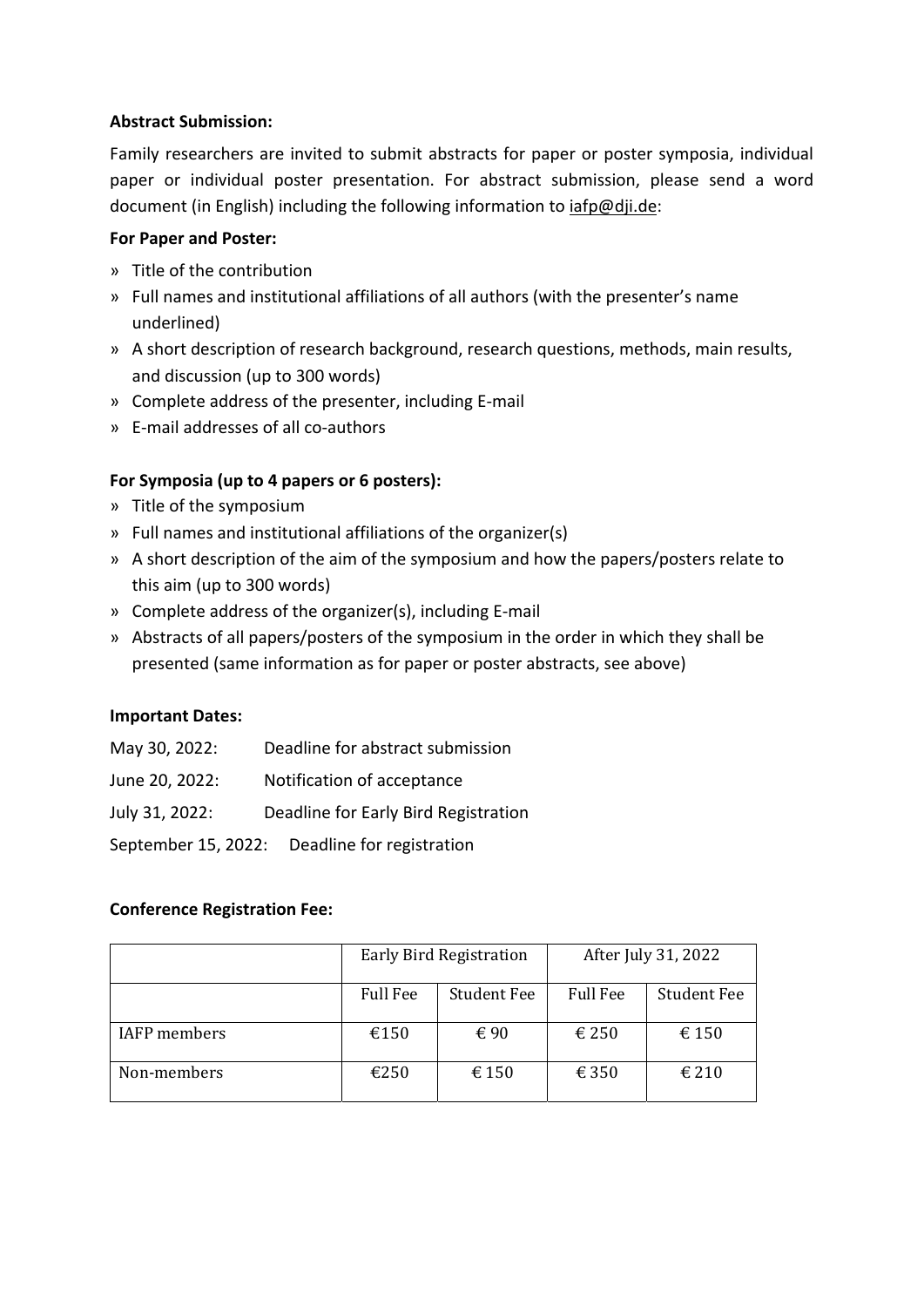**Abstract Submission:**

Family researchers are invited to submit abstracts for paper or poster symposia, individual paper or individual poster presentation. For abstract submission, please send a word document (in English) including the following information to iafp@dji.de:

**For Paper and Poster:**

» Title of the contribution
» Full names and institutional affiliations of all authors (with the presenter's name underlined)
» A short description of research background, research questions, methods, main results, and discussion (up to 300 words)
» Complete address of the presenter, including E-mail
» E-mail addresses of all co-authors

**For Symposia (up to 4 papers or 6 posters):**

» Title of the symposium
» Full names and institutional affiliations of the organizer(s)
» A short description of the aim of the symposium and how the papers/posters relate to this aim (up to 300 words)
» Complete address of the organizer(s), including E-mail
» Abstracts of all papers/posters of the symposium in the order in which they shall be presented (same information as for paper or poster abstracts, see above)

**Important Dates:**

May 30, 2022: Deadline for abstract submission

June 20, 2022: Notification of acceptance

July 31, 2022: Deadline for Early Bird Registration

September 15, 2022: Deadline for registration

**Conference Registration Fee:**

| | Early Bird Registration | | After July 31, 2022 | |
|---|---|---|---|---|
| | Full Fee | Student Fee | Full Fee | Student Fee |
| IAFP members | €150 | € 90 | € 250 | € 150 |
| Non-members | €250 | € 150 | € 350 | € 210 |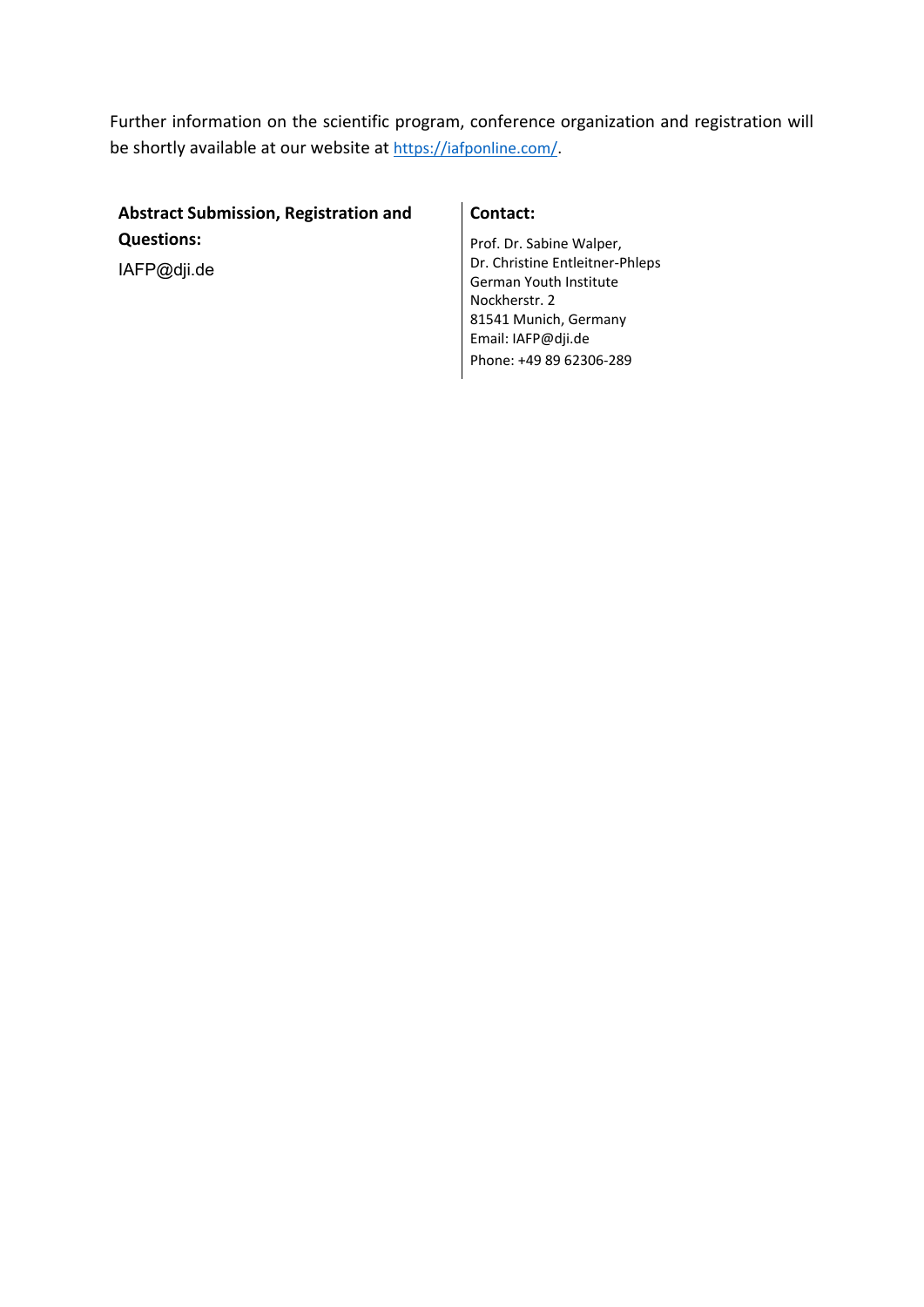Further information on the scientific program, conference organization and registration will be shortly available at our website at https://iafponline.com/.

**Abstract Submission, Registration and Questions:**

IAFP@dji.de

**Contact:**

Prof. Dr. Sabine Walper,
Dr. Christine Entleitner-Phleps
German Youth Institute
Nockherstr. 2
81541 Munich, Germany
Email: IAFP@dji.de
Phone: +49 89 62306-289